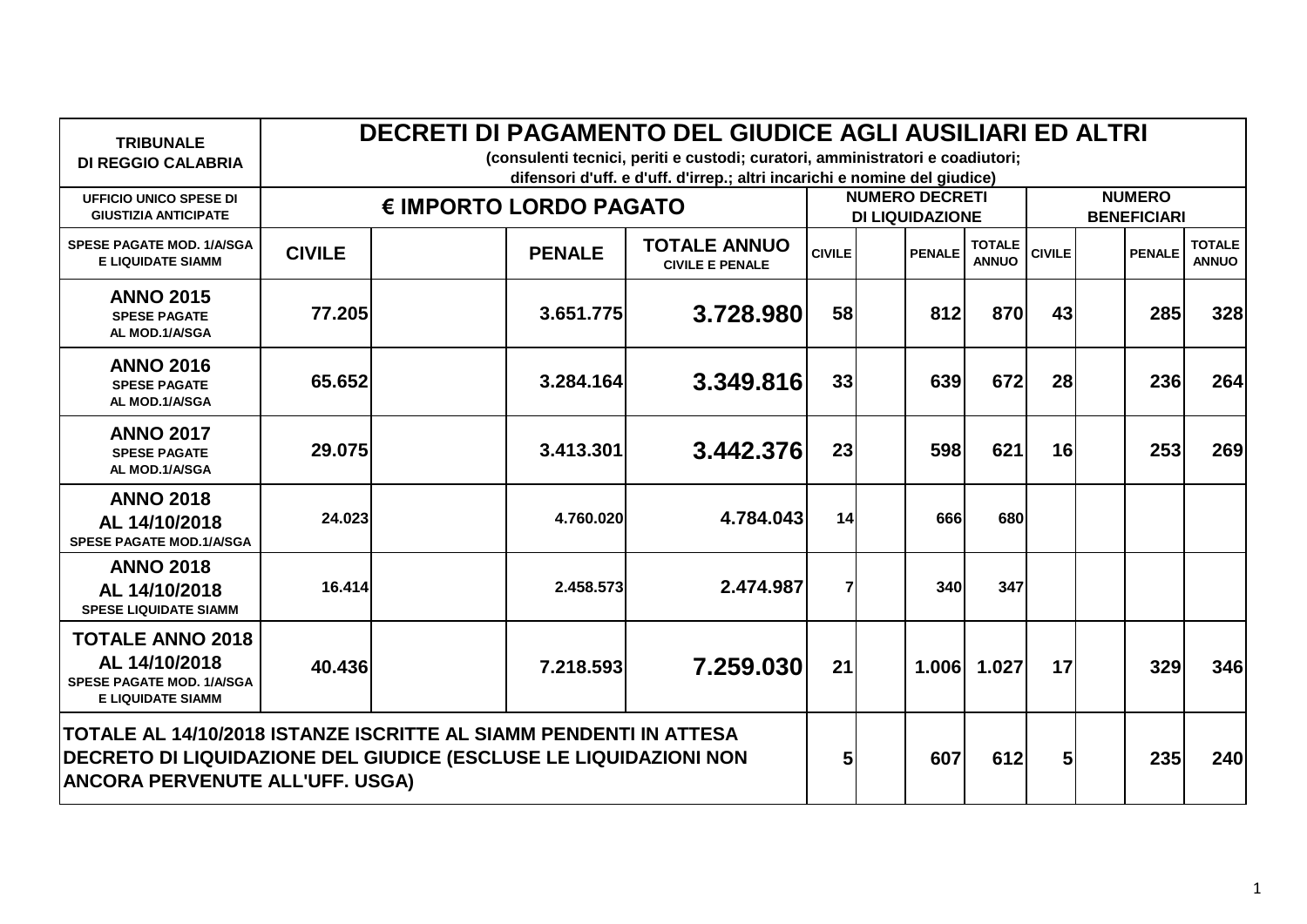| TRIBUNALE DI REGGIO CALABRIA | DECRETI DI PAGAMENTO DEL GIUDICE AGLI AUSILIARI ED ALTRI (consulenti tecnici, periti e custodi; curatori, amministratori e coadiutori; difensori d'uff. e d'uff. d'irrep.; altri incarichi e nomine del giudice) | | | | | | | | | | | |
|---|---|---|---|---|---|---|---|---|---|---|---|---|
| UFFICIO UNICO SPESE DI GIUSTIZIA ANTICIPATE | € IMPORTO LORDO PAGATO | | | | NUMERO DECRETI DI LIQUIDAZIONE | | | | NUMERO BENEFICIARI | | | |
| SPESE PAGATE MOD. 1/A/SGA E LIQUIDATE SIAMM | CIVILE | | PENALE | TOTALE ANNUO CIVILE E PENALE | CIVILE | | PENALE | TOTALE ANNUO | CIVILE | | PENALE | TOTALE ANNUO |
| ANNO 2015 SPESE PAGATE AL MOD.1/A/SGA | 77.205 | | 3.651.775 | 3.728.980 | 58 | | 812 | 870 | 43 | | 285 | 328 |
| ANNO 2016 SPESE PAGATE AL MOD.1/A/SGA | 65.652 | | 3.284.164 | 3.349.816 | 33 | | 639 | 672 | 28 | | 236 | 264 |
| ANNO 2017 SPESE PAGATE AL MOD.1/A/SGA | 29.075 | | 3.413.301 | 3.442.376 | 23 | | 598 | 621 | 16 | | 253 | 269 |
| ANNO 2018 AL 14/10/2018 SPESE PAGATE MOD.1/A/SGA | 24.023 | | 4.760.020 | 4.784.043 | 14 | | 666 | 680 | | | | |
| ANNO 2018 AL 14/10/2018 SPESE LIQUIDATE SIAMM | 16.414 | | 2.458.573 | 2.474.987 | 7 | | 340 | 347 | | | | |
| TOTALE ANNO 2018 AL 14/10/2018 SPESE PAGATE MOD. 1/A/SGA E LIQUIDATE SIAMM | 40.436 | | 7.218.593 | 7.259.030 | 21 | | 1.006 | 1.027 | 17 | | 329 | 346 |
| TOTALE AL 14/10/2018 ISTANZE ISCRITTE AL SIAMM PENDENTI IN ATTESA DECRETO DI LIQUIDAZIONE DEL GIUDICE (ESCLUSE LE LIQUIDAZIONI NON ANCORA PERVENUTE ALL'UFF. USGA) | | | | | 5 | | 607 | 612 | 5 | | 235 | 240 |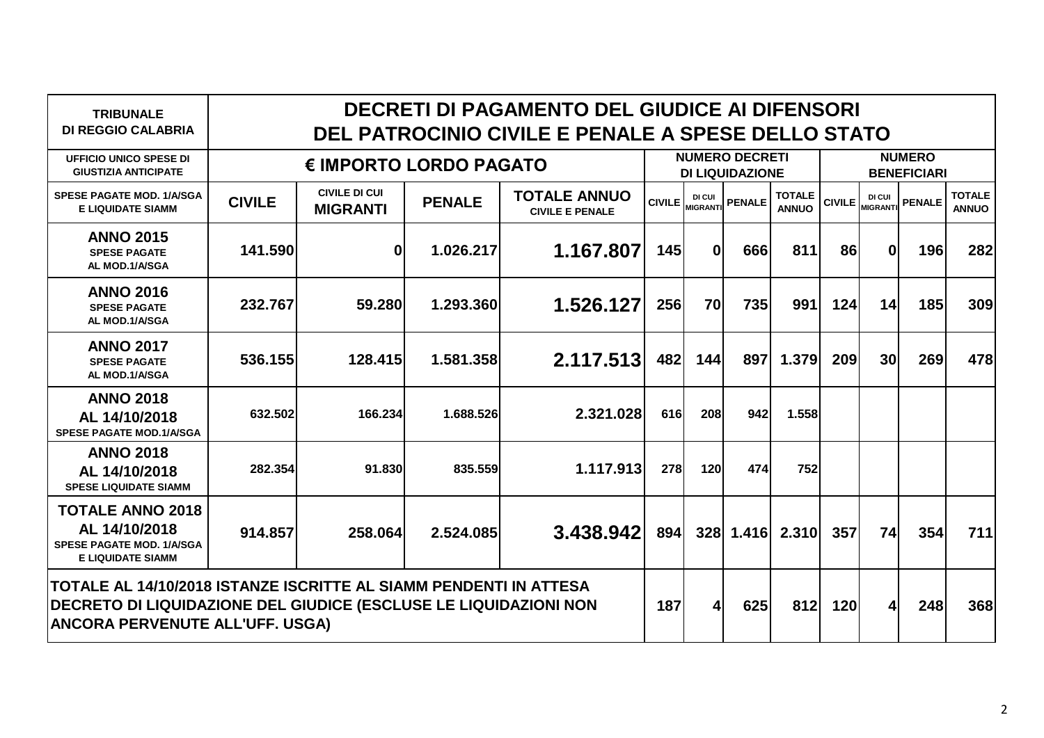| TRIBUNALE DI REGGIO CALABRIA | DECRETI DI PAGAMENTO DEL GIUDICE AI DIFENSORI DEL PATROCINIO CIVILE E PENALE A SPESE DELLO STATO | | | | | | | | | | | |
|---|---|---|---|---|---|---|---|---|---|---|---|---|
| UFFICIO UNICO SPESE DI GIUSTIZIA ANTICIPATE | € IMPORTO LORDO PAGATO | | | | NUMERO DECRETI DI LIQUIDAZIONE | | | | NUMERO BENEFICIARI | | | |
| SPESE PAGATE MOD. 1/A/SGA E LIQUIDATE SIAMM | CIVILE | CIVILE DI CUI MIGRANTI | PENALE | TOTALE ANNUO CIVILE E PENALE | CIVILE | DI CUI MIGRANTI | PENALE | TOTALE ANNUO | CIVILE | DI CUI MIGRANTI | PENALE | TOTALE ANNUO |
| **ANNO 2015** SPESE PAGATE AL MOD.1/A/SGA | 141.590 | 0 | 1.026.217 | 1.167.807 | 145 | 0 | 666 | 811 | 86 | 0 | 196 | 282 |
| **ANNO 2016** SPESE PAGATE AL MOD.1/A/SGA | 232.767 | 59.280 | 1.293.360 | 1.526.127 | 256 | 70 | 735 | 991 | 124 | 14 | 185 | 309 |
| **ANNO 2017** SPESE PAGATE AL MOD.1/A/SGA | 536.155 | 128.415 | 1.581.358 | 2.117.513 | 482 | 144 | 897 | 1.379 | 209 | 30 | 269 | 478 |
| **ANNO 2018 AL 14/10/2018** SPESE PAGATE MOD.1/A/SGA | 632.502 | 166.234 | 1.688.526 | 2.321.028 | 616 | 208 | 942 | 1.558 | | | | |
| **ANNO 2018 AL 14/10/2018** SPESE LIQUIDATE SIAMM | 282.354 | 91.830 | 835.559 | 1.117.913 | 278 | 120 | 474 | 752 | | | | |
| **TOTALE ANNO 2018 AL 14/10/2018** SPESE PAGATE MOD. 1/A/SGA E LIQUIDATE SIAMM | 914.857 | 258.064 | 2.524.085 | 3.438.942 | 894 | 328 | 1.416 | 2.310 | 357 | 74 | 354 | 711 |
| **TOTALE AL 14/10/2018 ISTANZE ISCRITTE AL SIAMM PENDENTI IN ATTESA DECRETO DI LIQUIDAZIONE DEL GIUDICE (ESCLUSE LE LIQUIDAZIONI NON ANCORA PERVENUTE ALL'UFF. USGA)** | | | | | 187 | 4 | 625 | 812 | 120 | 4 | 248 | 368 |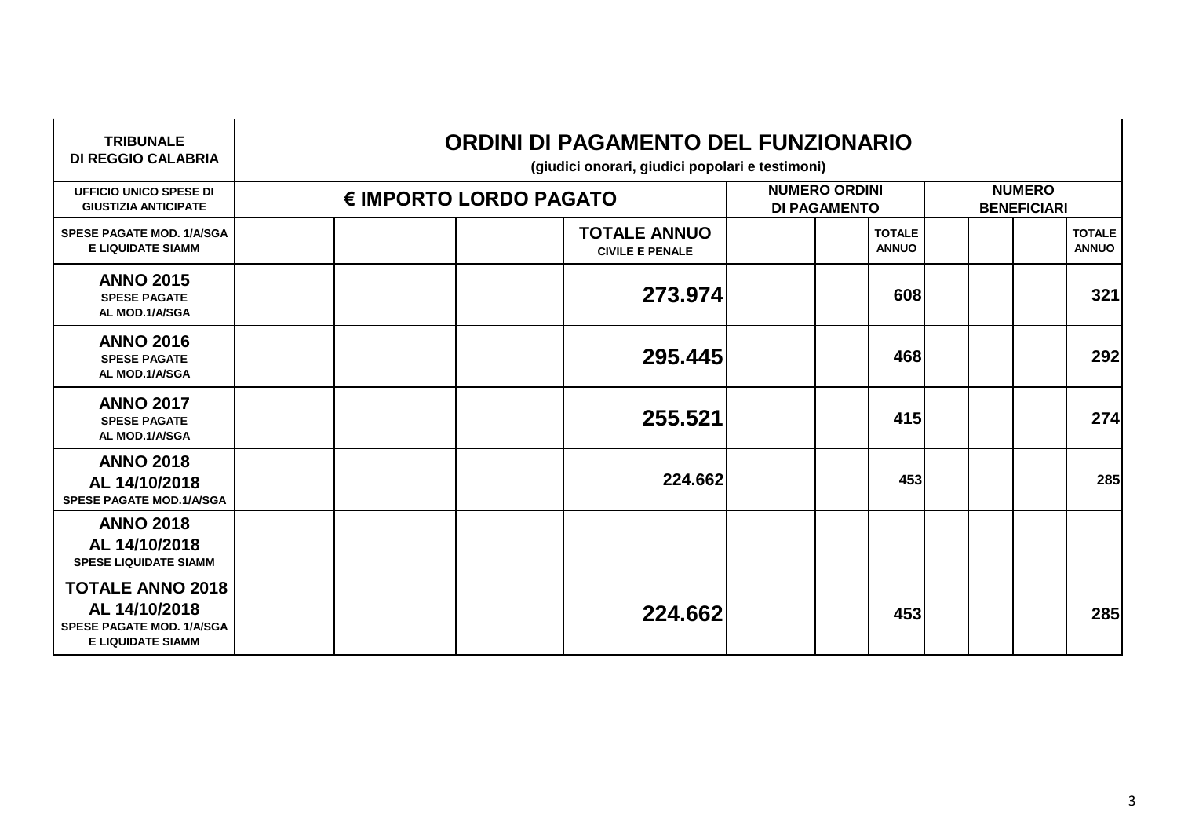| TRIBUNALE DI REGGIO CALABRIA | ORDINI DI PAGAMENTO DEL FUNZIONARIO (giudici onorari, giudici popolari e testimoni) | | | | | | | | | | |
|---|---|---|---|---|---|---|---|---|---|---|---|
| UFFICIO UNICO SPESE DI GIUSTIZIA ANTICIPATE | € IMPORTO LORDO PAGATO | | | NUMERO ORDINI DI PAGAMENTO | | | | NUMERO BENEFICIARI | | | |
| SPESE PAGATE MOD. 1/A/SGA E LIQUIDATE SIAMM | | | TOTALE ANNUO CIVILE E PENALE | | | | TOTALE ANNUO | | | | TOTALE ANNUO |
| ANNO 2015 SPESE PAGATE AL MOD.1/A/SGA | | | 273.974 | | | | 608 | | | | 321 |
| ANNO 2016 SPESE PAGATE AL MOD.1/A/SGA | | | 295.445 | | | | 468 | | | | 292 |
| ANNO 2017 SPESE PAGATE AL MOD.1/A/SGA | | | 255.521 | | | | 415 | | | | 274 |
| ANNO 2018 AL 14/10/2018 SPESE PAGATE MOD.1/A/SGA | | | 224.662 | | | | 453 | | | | 285 |
| ANNO 2018 AL 14/10/2018 SPESE LIQUIDATE SIAMM | | | | | | | | | | | |
| TOTALE ANNO 2018 AL 14/10/2018 SPESE PAGATE MOD. 1/A/SGA E LIQUIDATE SIAMM | | | 224.662 | | | | 453 | | | | 285 |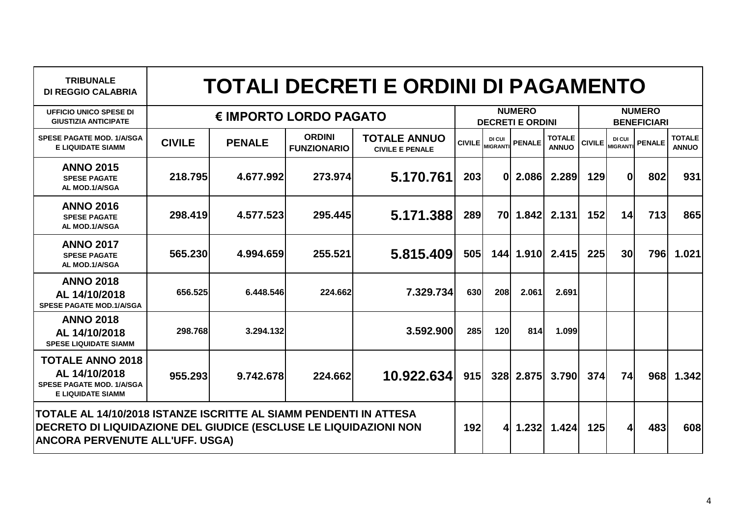| TRIBUNALE DI REGGIO CALABRIA | TOTALI DECRETI E ORDINI DI PAGAMENTO | | | | | | | | | | | |
|---|---|---|---|---|---|---|---|---|---|---|---|---|
| UFFICIO UNICO SPESE DI GIUSTIZIA ANTICIPATE | € IMPORTO LORDO PAGATO | | | | NUMERO DECRETI E ORDINI | | | | NUMERO BENEFICIARI | | | |
| SPESE PAGATE MOD. 1/A/SGA E LIQUIDATE SIAMM | CIVILE | PENALE | ORDINI FUNZIONARIO | TOTALE ANNUO CIVILE E PENALE | CIVILE | DI CUI MIGRANTI | PENALE | TOTALE ANNUO | CIVILE | DI CUI MIGRANTI | PENALE | TOTALE ANNUO |
| **ANNO 2015** SPESE PAGATE AL MOD.1/A/SGA | 218.795 | 4.677.992 | 273.974 | 5.170.761 | 203 | 0 | 2.086 | 2.289 | 129 | 0 | 802 | 931 |
| **ANNO 2016** SPESE PAGATE AL MOD.1/A/SGA | 298.419 | 4.577.523 | 295.445 | 5.171.388 | 289 | 70 | 1.842 | 2.131 | 152 | 14 | 713 | 865 |
| **ANNO 2017** SPESE PAGATE AL MOD.1/A/SGA | 565.230 | 4.994.659 | 255.521 | 5.815.409 | 505 | 144 | 1.910 | 2.415 | 225 | 30 | 796 | 1.021 |
| **ANNO 2018 AL 14/10/2018** SPESE PAGATE MOD.1/A/SGA | 656.525 | 6.448.546 | 224.662 | 7.329.734 | 630 | 208 | 2.061 | 2.691 | | | | |
| **ANNO 2018 AL 14/10/2018** SPESE LIQUIDATE SIAMM | 298.768 | 3.294.132 | | 3.592.900 | 285 | 120 | 814 | 1.099 | | | | |
| **TOTALE ANNO 2018 AL 14/10/2018** SPESE PAGATE MOD. 1/A/SGA E LIQUIDATE SIAMM | 955.293 | 9.742.678 | 224.662 | 10.922.634 | 915 | 328 | 2.875 | 3.790 | 374 | 74 | 968 | 1.342 |
| TOTALE AL 14/10/2018 ISTANZE ISCRITTE AL SIAMM PENDENTI IN ATTESA DECRETO DI LIQUIDAZIONE DEL GIUDICE (ESCLUSE LE LIQUIDAZIONI NON ANCORA PERVENUTE ALL'UFF. USGA) | | | | | 192 | 4 | 1.232 | 1.424 | 125 | 4 | 483 | 608 |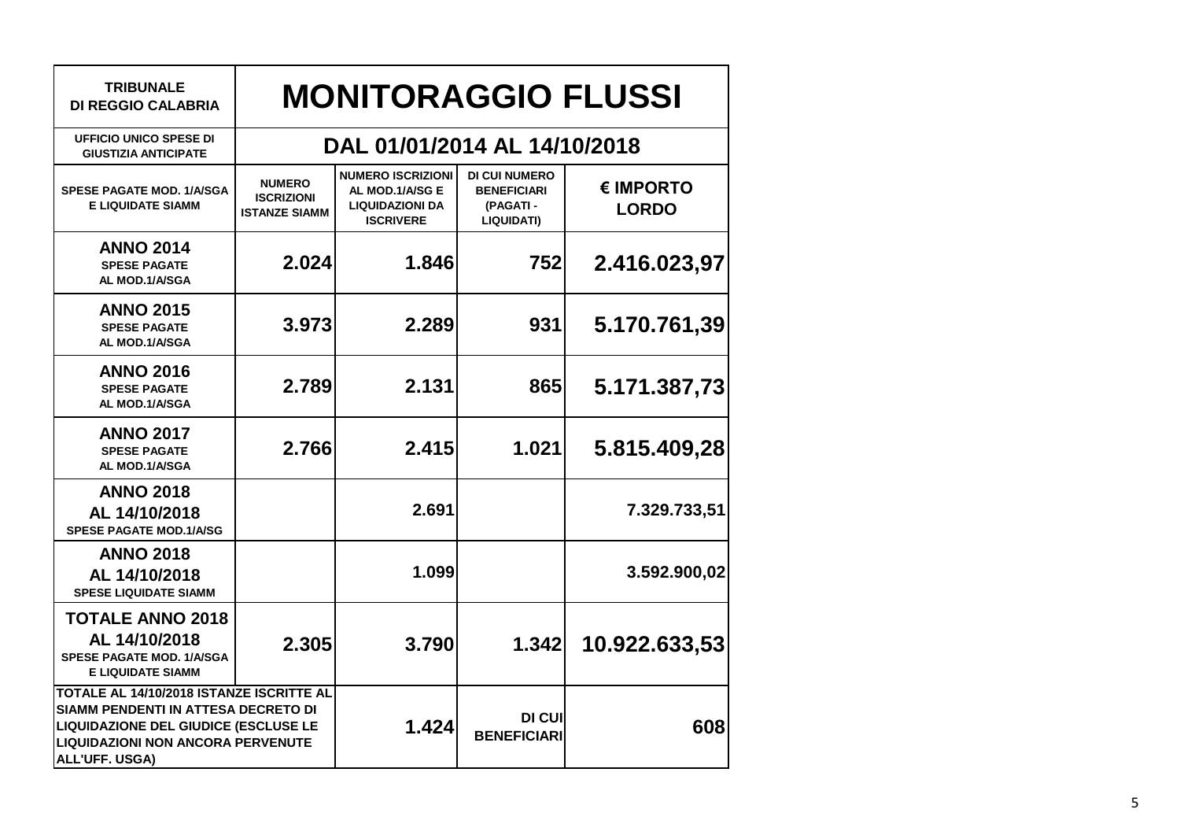| TRIBUNALE DI REGGIO CALABRIA | MONITORAGGIO FLUSSI | | | |
|---|---|---|---|---|
| UFFICIO UNICO SPESE DI GIUSTIZIA ANTICIPATE | DAL 01/01/2014 AL 14/10/2018 | | | |
| SPESE PAGATE MOD. 1/A/SGA E LIQUIDATE SIAMM | NUMERO ISCRIZIONI ISTANZE SIAMM | NUMERO ISCRIZIONI AL MOD.1/A/SG E LIQUIDAZIONI DA ISCRIVERE | DI CUI NUMERO BENEFICIARI (PAGATI - LIQUIDATI) | € IMPORTO LORDO |
| **ANNO 2014** SPESE PAGATE AL MOD.1/A/SGA | 2.024 | 1.846 | 752 | 2.416.023,97 |
| **ANNO 2015** SPESE PAGATE AL MOD.1/A/SGA | 3.973 | 2.289 | 931 | 5.170.761,39 |
| **ANNO 2016** SPESE PAGATE AL MOD.1/A/SGA | 2.789 | 2.131 | 865 | 5.171.387,73 |
| **ANNO 2017** SPESE PAGATE AL MOD.1/A/SGA | 2.766 | 2.415 | 1.021 | 5.815.409,28 |
| **ANNO 2018 AL 14/10/2018** SPESE PAGATE MOD.1/A/SG | | 2.691 | | 7.329.733,51 |
| **ANNO 2018 AL 14/10/2018** SPESE LIQUIDATE SIAMM | | 1.099 | | 3.592.900,02 |
| **TOTALE ANNO 2018 AL 14/10/2018** SPESE PAGATE MOD. 1/A/SGA E LIQUIDATE SIAMM | 2.305 | 3.790 | 1.342 | 10.922.633,53 |
| TOTALE AL 14/10/2018 ISTANZE ISCRITTE AL SIAMM PENDENTI IN ATTESA DECRETO DI LIQUIDAZIONE DEL GIUDICE (ESCLUSE LE LIQUIDAZIONI NON ANCORA PERVENUTE ALL'UFF. USGA) | | 1.424 | DI CUI BENEFICIARI | 608 |